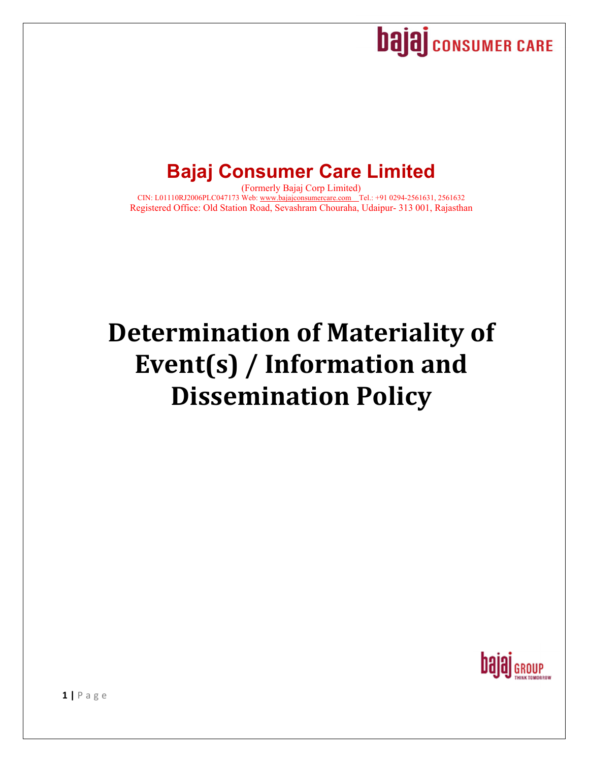# Bajaj Consumer Care Limited

(Formerly Bajaj Corp Limited)

CIN: L01110RJ2006PLC047173 Web: www.bajajconsumercare.com Tel.: +91 0294-2561631, 2561632

Registered Office: Old Station Road, Sevashram Chouraha, Udaipur- 313 001, Rajasthan

# Determination of Materiality of Event(s) / Information and Dissemination Policy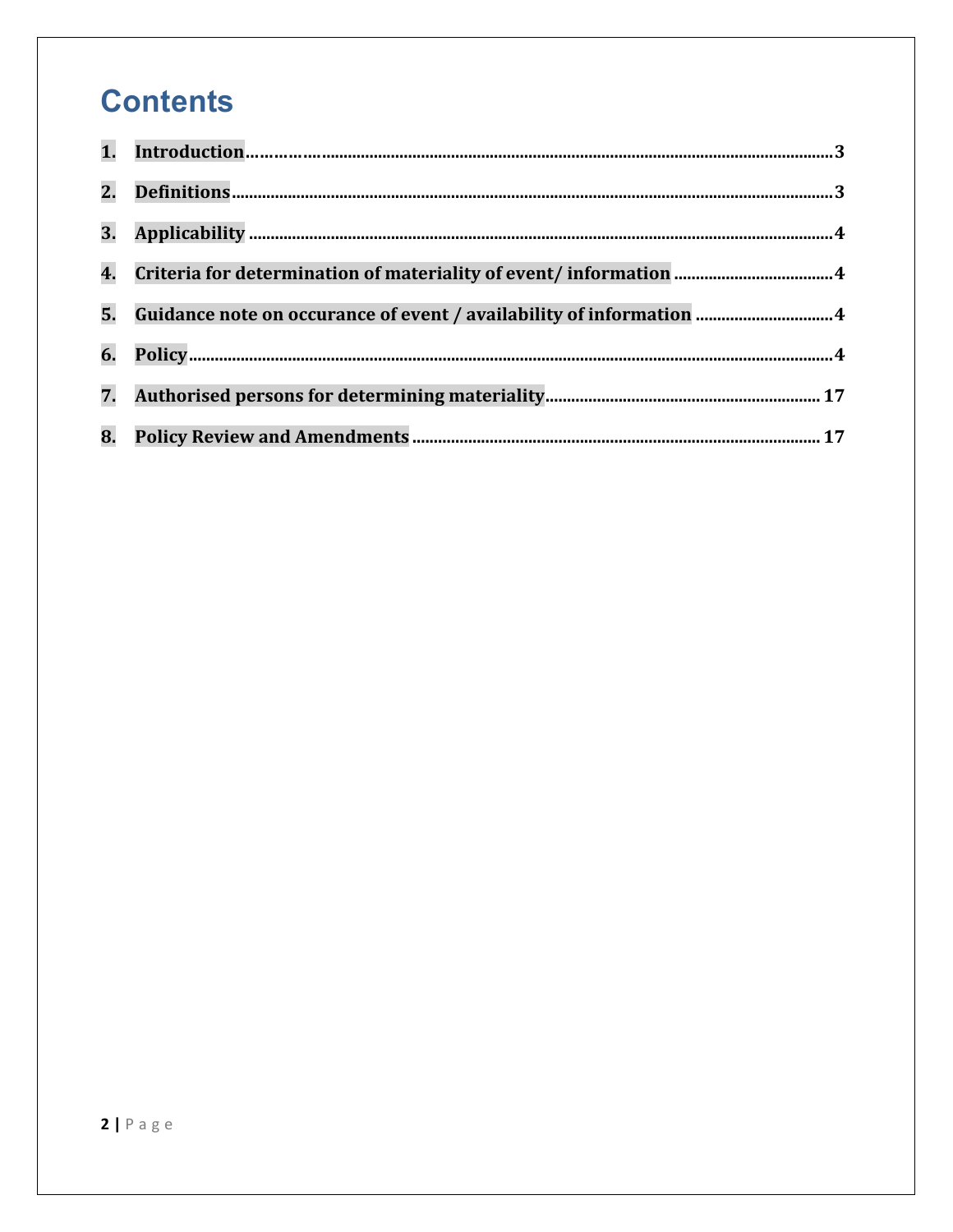# Contents

1. **Introduction** ........................................................................................................ 3
2. **Definitions** ........................................................................................................ 3
3. **Applicability** ...................................................................................................... 4
4. **Criteria for determination of materiality of event/ information** ..................... 4
5. **Guidance note on occurance of event / availability of information** ................. 4
6. **Policy** .................................................................................................................. 4
7. **Authorised persons for determining materiality** ............................................ 17
8. **Policy Review and Amendments** ..................................................................... 17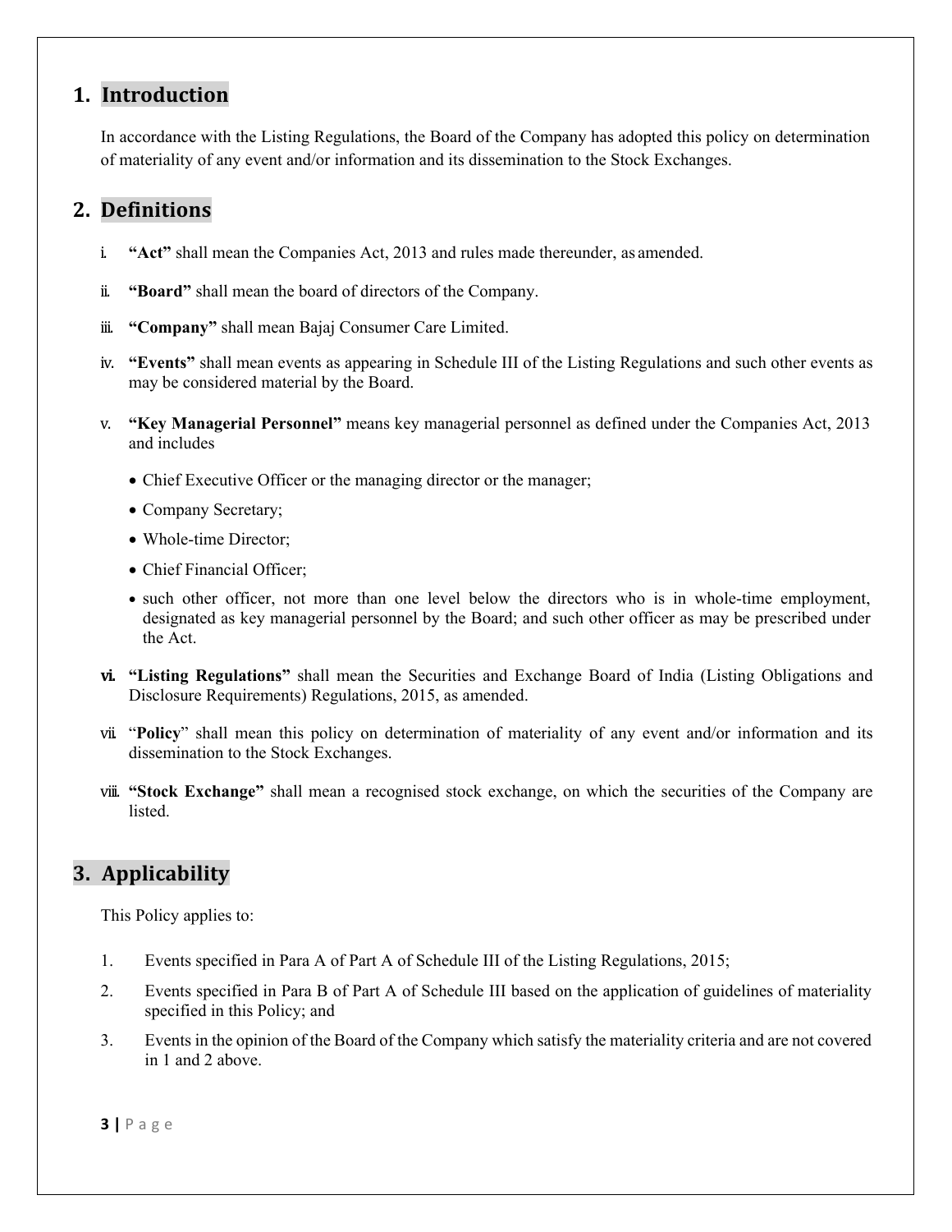## 1. Introduction

In accordance with the Listing Regulations, the Board of the Company has adopted this policy on determination of materiality of any event and/or information and its dissemination to the Stock Exchanges.

## 2. Definitions

i. **"Act"** shall mean the Companies Act, 2013 and rules made thereunder, as amended.

ii. **"Board"** shall mean the board of directors of the Company.

iii. **"Company"** shall mean Bajaj Consumer Care Limited.

iv. **"Events"** shall mean events as appearing in Schedule III of the Listing Regulations and such other events as may be considered material by the Board.

v. **"Key Managerial Personnel"** means key managerial personnel as defined under the Companies Act, 2013 and includes

- Chief Executive Officer or the managing director or the manager;
- Company Secretary;
- Whole-time Director;
- Chief Financial Officer;
- such other officer, not more than one level below the directors who is in whole-time employment, designated as key managerial personnel by the Board; and such other officer as may be prescribed under the Act.

vi. **"Listing Regulations"** shall mean the Securities and Exchange Board of India (Listing Obligations and Disclosure Requirements) Regulations, 2015, as amended.

vii. "**Policy**" shall mean this policy on determination of materiality of any event and/or information and its dissemination to the Stock Exchanges.

viii. **"Stock Exchange"** shall mean a recognised stock exchange, on which the securities of the Company are listed.

## 3. Applicability

This Policy applies to:

1. Events specified in Para A of Part A of Schedule III of the Listing Regulations, 2015;
2. Events specified in Para B of Part A of Schedule III based on the application of guidelines of materiality specified in this Policy; and
3. Events in the opinion of the Board of the Company which satisfy the materiality criteria and are not covered in 1 and 2 above.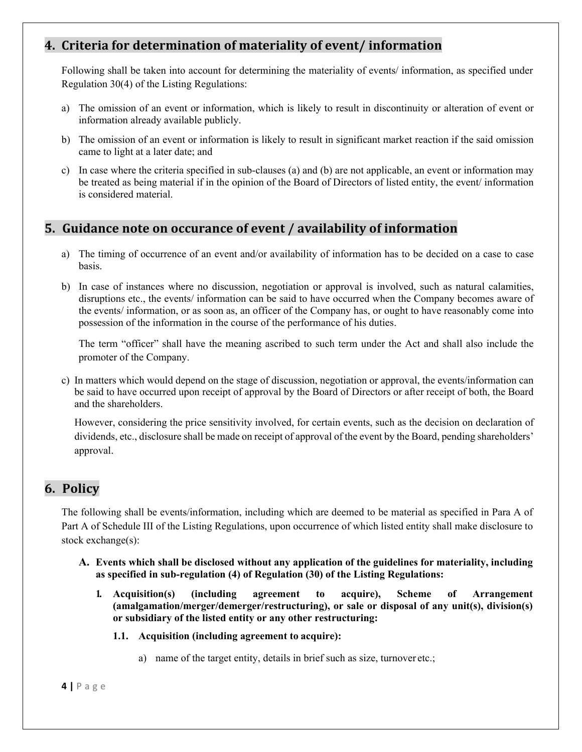## 4. Criteria for determination of materiality of event/ information

Following shall be taken into account for determining the materiality of events/ information, as specified under Regulation 30(4) of the Listing Regulations:

a) The omission of an event or information, which is likely to result in discontinuity or alteration of event or information already available publicly.

b) The omission of an event or information is likely to result in significant market reaction if the said omission came to light at a later date; and

c) In case where the criteria specified in sub-clauses (a) and (b) are not applicable, an event or information may be treated as being material if in the opinion of the Board of Directors of listed entity, the event/ information is considered material.

## 5. Guidance note on occurance of event / availability of information

a) The timing of occurrence of an event and/or availability of information has to be decided on a case to case basis.

b) In case of instances where no discussion, negotiation or approval is involved, such as natural calamities, disruptions etc., the events/ information can be said to have occurred when the Company becomes aware of the events/ information, or as soon as, an officer of the Company has, or ought to have reasonably come into possession of the information in the course of the performance of his duties.

   The term "officer" shall have the meaning ascribed to such term under the Act and shall also include the promoter of the Company.

c) In matters which would depend on the stage of discussion, negotiation or approval, the events/information can be said to have occurred upon receipt of approval by the Board of Directors or after receipt of both, the Board and the shareholders.

   However, considering the price sensitivity involved, for certain events, such as the decision on declaration of dividends, etc., disclosure shall be made on receipt of approval of the event by the Board, pending shareholders' approval.

## 6. Policy

The following shall be events/information, including which are deemed to be material as specified in Para A of Part A of Schedule III of the Listing Regulations, upon occurrence of which listed entity shall make disclosure to stock exchange(s):

**A. Events which shall be disclosed without any application of the guidelines for materiality, including as specified in sub-regulation (4) of Regulation (30) of the Listing Regulations:**

**1. Acquisition(s) (including agreement to acquire), Scheme of Arrangement (amalgamation/merger/demerger/restructuring), or sale or disposal of any unit(s), division(s) or subsidiary of the listed entity or any other restructuring:**

**1.1. Acquisition (including agreement to acquire):**

a) name of the target entity, details in brief such as size, turnover etc.;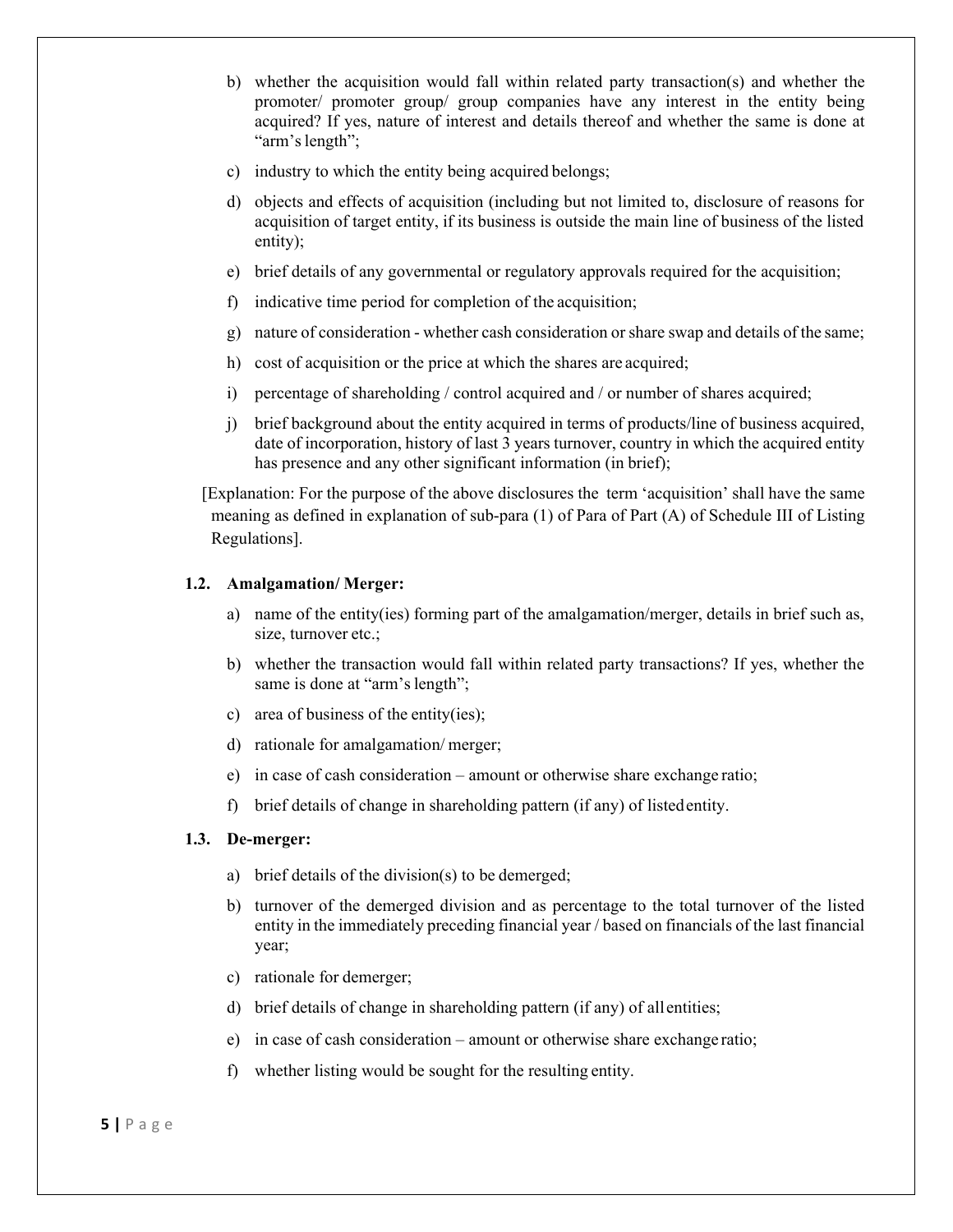b) whether the acquisition would fall within related party transaction(s) and whether the promoter/ promoter group/ group companies have any interest in the entity being acquired? If yes, nature of interest and details thereof and whether the same is done at "arm's length";

c) industry to which the entity being acquired belongs;

d) objects and effects of acquisition (including but not limited to, disclosure of reasons for acquisition of target entity, if its business is outside the main line of business of the listed entity);

e) brief details of any governmental or regulatory approvals required for the acquisition;

f) indicative time period for completion of the acquisition;

g) nature of consideration - whether cash consideration or share swap and details of the same;

h) cost of acquisition or the price at which the shares are acquired;

i) percentage of shareholding / control acquired and / or number of shares acquired;

j) brief background about the entity acquired in terms of products/line of business acquired, date of incorporation, history of last 3 years turnover, country in which the acquired entity has presence and any other significant information (in brief);

[Explanation: For the purpose of the above disclosures the term 'acquisition' shall have the same meaning as defined in explanation of sub-para (1) of Para of Part (A) of Schedule III of Listing Regulations].

### 1.2. Amalgamation/ Merger:

a) name of the entity(ies) forming part of the amalgamation/merger, details in brief such as, size, turnover etc.;

b) whether the transaction would fall within related party transactions? If yes, whether the same is done at "arm's length";

c) area of business of the entity(ies);

d) rationale for amalgamation/ merger;

e) in case of cash consideration – amount or otherwise share exchange ratio;

f) brief details of change in shareholding pattern (if any) of listed entity.

### 1.3. De-merger:

a) brief details of the division(s) to be demerged;

b) turnover of the demerged division and as percentage to the total turnover of the listed entity in the immediately preceding financial year / based on financials of the last financial year;

c) rationale for demerger;

d) brief details of change in shareholding pattern (if any) of all entities;

e) in case of cash consideration – amount or otherwise share exchange ratio;

f) whether listing would be sought for the resulting entity.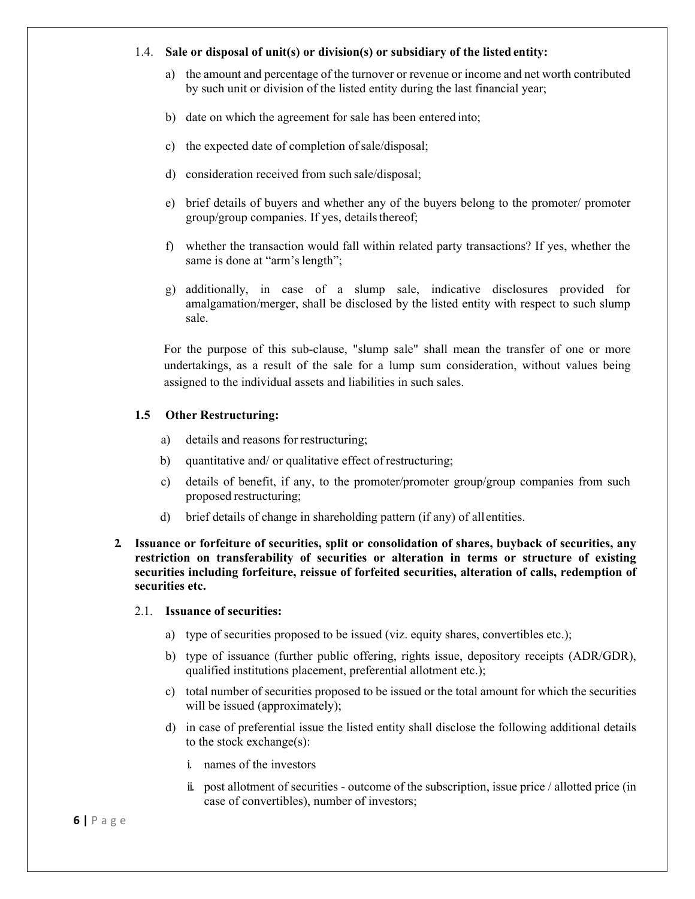1.4. **Sale or disposal of unit(s) or division(s) or subsidiary of the listed entity:**

a) the amount and percentage of the turnover or revenue or income and net worth contributed by such unit or division of the listed entity during the last financial year;

b) date on which the agreement for sale has been entered into;

c) the expected date of completion of sale/disposal;

d) consideration received from such sale/disposal;

e) brief details of buyers and whether any of the buyers belong to the promoter/ promoter group/group companies. If yes, details thereof;

f) whether the transaction would fall within related party transactions? If yes, whether the same is done at "arm's length";

g) additionally, in case of a slump sale, indicative disclosures provided for amalgamation/merger, shall be disclosed by the listed entity with respect to such slump sale.

For the purpose of this sub-clause, "slump sale" shall mean the transfer of one or more undertakings, as a result of the sale for a lump sum consideration, without values being assigned to the individual assets and liabilities in such sales.

**1.5 Other Restructuring:**

a) details and reasons for restructuring;

b) quantitative and/ or qualitative effect of restructuring;

c) details of benefit, if any, to the promoter/promoter group/group companies from such proposed restructuring;

d) brief details of change in shareholding pattern (if any) of all entities.

**2. Issuance or forfeiture of securities, split or consolidation of shares, buyback of securities, any restriction on transferability of securities or alteration in terms or structure of existing securities including forfeiture, reissue of forfeited securities, alteration of calls, redemption of securities etc.**

2.1. **Issuance of securities:**

a) type of securities proposed to be issued (viz. equity shares, convertibles etc.);

b) type of issuance (further public offering, rights issue, depository receipts (ADR/GDR), qualified institutions placement, preferential allotment etc.);

c) total number of securities proposed to be issued or the total amount for which the securities will be issued (approximately);

d) in case of preferential issue the listed entity shall disclose the following additional details to the stock exchange(s):

i. names of the investors

ii. post allotment of securities - outcome of the subscription, issue price / allotted price (in case of convertibles), number of investors;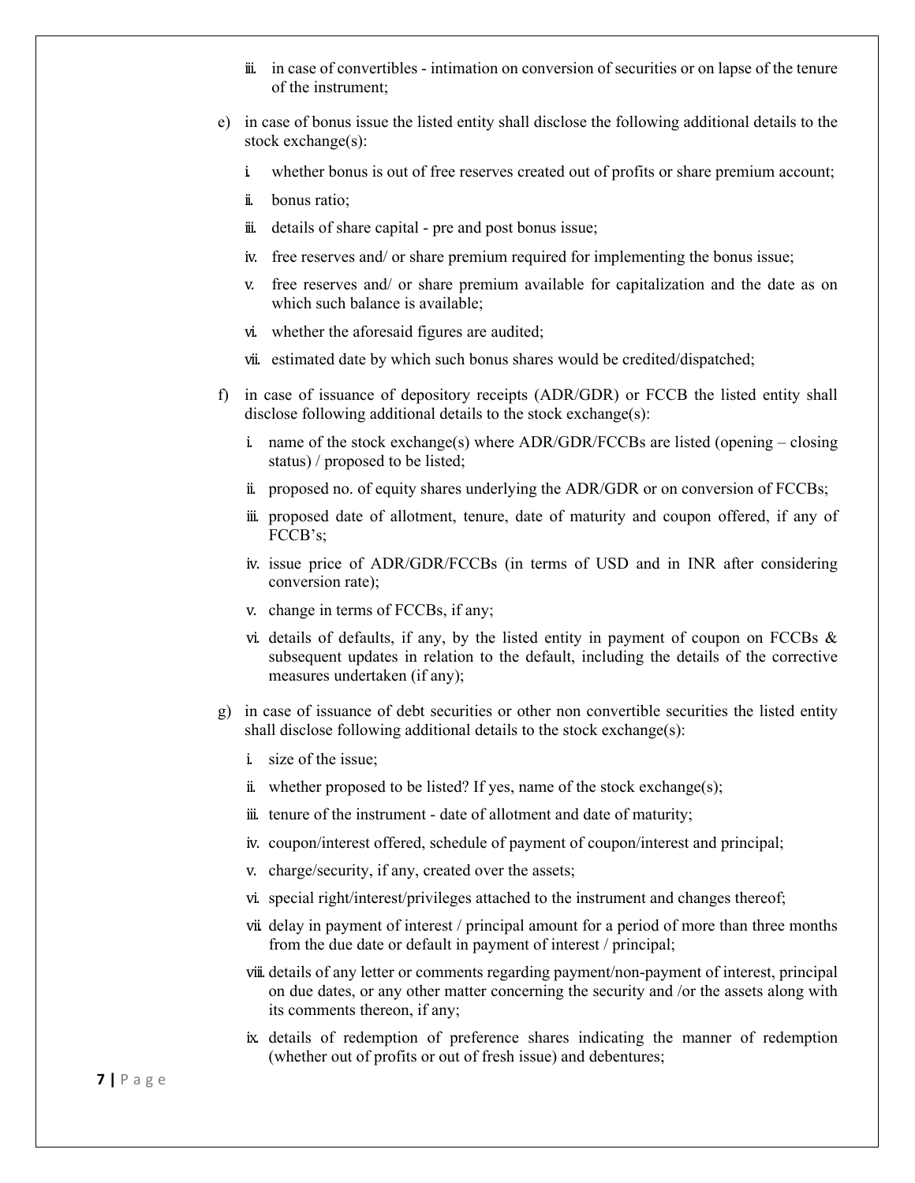iii. in case of convertibles - intimation on conversion of securities or on lapse of the tenure of the instrument;

e) in case of bonus issue the listed entity shall disclose the following additional details to the stock exchange(s):

   i. whether bonus is out of free reserves created out of profits or share premium account;

   ii. bonus ratio;

   iii. details of share capital - pre and post bonus issue;

   iv. free reserves and/ or share premium required for implementing the bonus issue;

   v. free reserves and/ or share premium available for capitalization and the date as on which such balance is available;

   vi. whether the aforesaid figures are audited;

   vii. estimated date by which such bonus shares would be credited/dispatched;

f) in case of issuance of depository receipts (ADR/GDR) or FCCB the listed entity shall disclose following additional details to the stock exchange(s):

   i. name of the stock exchange(s) where ADR/GDR/FCCBs are listed (opening – closing status) / proposed to be listed;

   ii. proposed no. of equity shares underlying the ADR/GDR or on conversion of FCCBs;

   iii. proposed date of allotment, tenure, date of maturity and coupon offered, if any of FCCB's;

   iv. issue price of ADR/GDR/FCCBs (in terms of USD and in INR after considering conversion rate);

   v. change in terms of FCCBs, if any;

   vi. details of defaults, if any, by the listed entity in payment of coupon on FCCBs & subsequent updates in relation to the default, including the details of the corrective measures undertaken (if any);

g) in case of issuance of debt securities or other non convertible securities the listed entity shall disclose following additional details to the stock exchange(s):

   i. size of the issue;

   ii. whether proposed to be listed? If yes, name of the stock exchange(s);

   iii. tenure of the instrument - date of allotment and date of maturity;

   iv. coupon/interest offered, schedule of payment of coupon/interest and principal;

   v. charge/security, if any, created over the assets;

   vi. special right/interest/privileges attached to the instrument and changes thereof;

   vii. delay in payment of interest / principal amount for a period of more than three months from the due date or default in payment of interest / principal;

   viii. details of any letter or comments regarding payment/non-payment of interest, principal on due dates, or any other matter concerning the security and /or the assets along with its comments thereon, if any;

   ix. details of redemption of preference shares indicating the manner of redemption (whether out of profits or out of fresh issue) and debentures;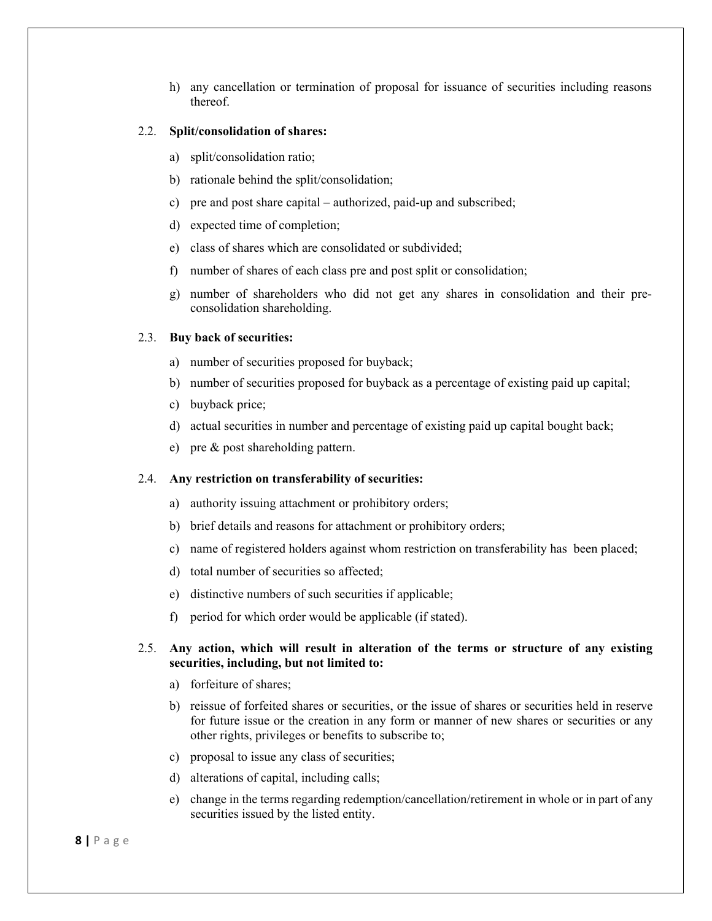h) any cancellation or termination of proposal for issuance of securities including reasons thereof.

2.2. **Split/consolidation of shares:**

a) split/consolidation ratio;

b) rationale behind the split/consolidation;

c) pre and post share capital – authorized, paid-up and subscribed;

d) expected time of completion;

e) class of shares which are consolidated or subdivided;

f) number of shares of each class pre and post split or consolidation;

g) number of shareholders who did not get any shares in consolidation and their pre-consolidation shareholding.

2.3. **Buy back of securities:**

a) number of securities proposed for buyback;

b) number of securities proposed for buyback as a percentage of existing paid up capital;

c) buyback price;

d) actual securities in number and percentage of existing paid up capital bought back;

e) pre & post shareholding pattern.

2.4. **Any restriction on transferability of securities:**

a) authority issuing attachment or prohibitory orders;

b) brief details and reasons for attachment or prohibitory orders;

c) name of registered holders against whom restriction on transferability has been placed;

d) total number of securities so affected;

e) distinctive numbers of such securities if applicable;

f) period for which order would be applicable (if stated).

2.5. **Any action, which will result in alteration of the terms or structure of any existing securities, including, but not limited to:**

a) forfeiture of shares;

b) reissue of forfeited shares or securities, or the issue of shares or securities held in reserve for future issue or the creation in any form or manner of new shares or securities or any other rights, privileges or benefits to subscribe to;

c) proposal to issue any class of securities;

d) alterations of capital, including calls;

e) change in the terms regarding redemption/cancellation/retirement in whole or in part of any securities issued by the listed entity.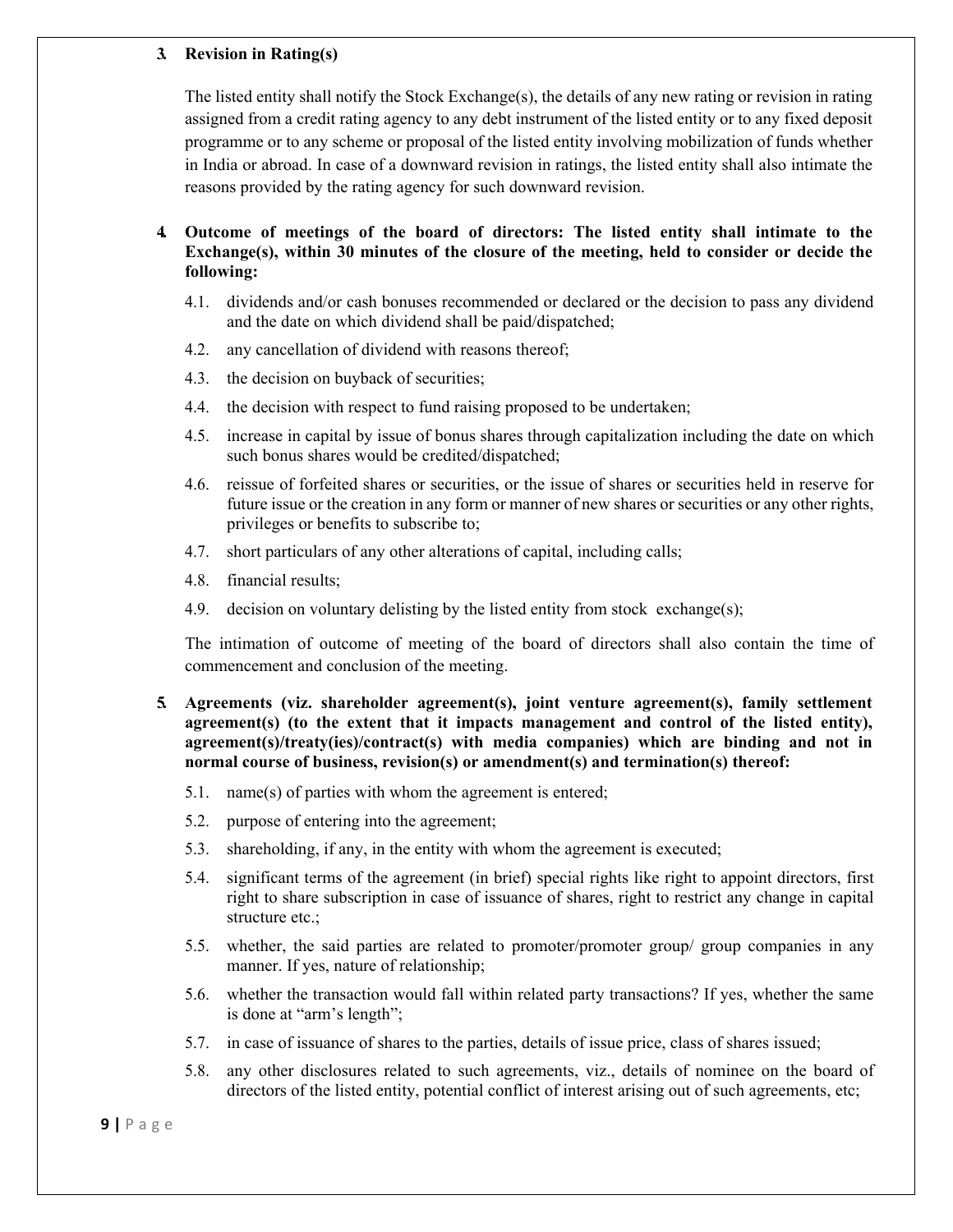3. **Revision in Rating(s)**

The listed entity shall notify the Stock Exchange(s), the details of any new rating or revision in rating assigned from a credit rating agency to any debt instrument of the listed entity or to any fixed deposit programme or to any scheme or proposal of the listed entity involving mobilization of funds whether in India or abroad. In case of a downward revision in ratings, the listed entity shall also intimate the reasons provided by the rating agency for such downward revision.

4. **Outcome of meetings of the board of directors: The listed entity shall intimate to the Exchange(s), within 30 minutes of the closure of the meeting, held to consider or decide the following:**

   4.1. dividends and/or cash bonuses recommended or declared or the decision to pass any dividend and the date on which dividend shall be paid/dispatched;

   4.2. any cancellation of dividend with reasons thereof;

   4.3. the decision on buyback of securities;

   4.4. the decision with respect to fund raising proposed to be undertaken;

   4.5. increase in capital by issue of bonus shares through capitalization including the date on which such bonus shares would be credited/dispatched;

   4.6. reissue of forfeited shares or securities, or the issue of shares or securities held in reserve for future issue or the creation in any form or manner of new shares or securities or any other rights, privileges or benefits to subscribe to;

   4.7. short particulars of any other alterations of capital, including calls;

   4.8. financial results;

   4.9. decision on voluntary delisting by the listed entity from stock exchange(s);

   The intimation of outcome of meeting of the board of directors shall also contain the time of commencement and conclusion of the meeting.

5. **Agreements (viz. shareholder agreement(s), joint venture agreement(s), family settlement agreement(s) (to the extent that it impacts management and control of the listed entity), agreement(s)/treaty(ies)/contract(s) with media companies) which are binding and not in normal course of business, revision(s) or amendment(s) and termination(s) thereof:**

   5.1. name(s) of parties with whom the agreement is entered;

   5.2. purpose of entering into the agreement;

   5.3. shareholding, if any, in the entity with whom the agreement is executed;

   5.4. significant terms of the agreement (in brief) special rights like right to appoint directors, first right to share subscription in case of issuance of shares, right to restrict any change in capital structure etc.;

   5.5. whether, the said parties are related to promoter/promoter group/ group companies in any manner. If yes, nature of relationship;

   5.6. whether the transaction would fall within related party transactions? If yes, whether the same is done at "arm's length";

   5.7. in case of issuance of shares to the parties, details of issue price, class of shares issued;

   5.8. any other disclosures related to such agreements, viz., details of nominee on the board of directors of the listed entity, potential conflict of interest arising out of such agreements, etc;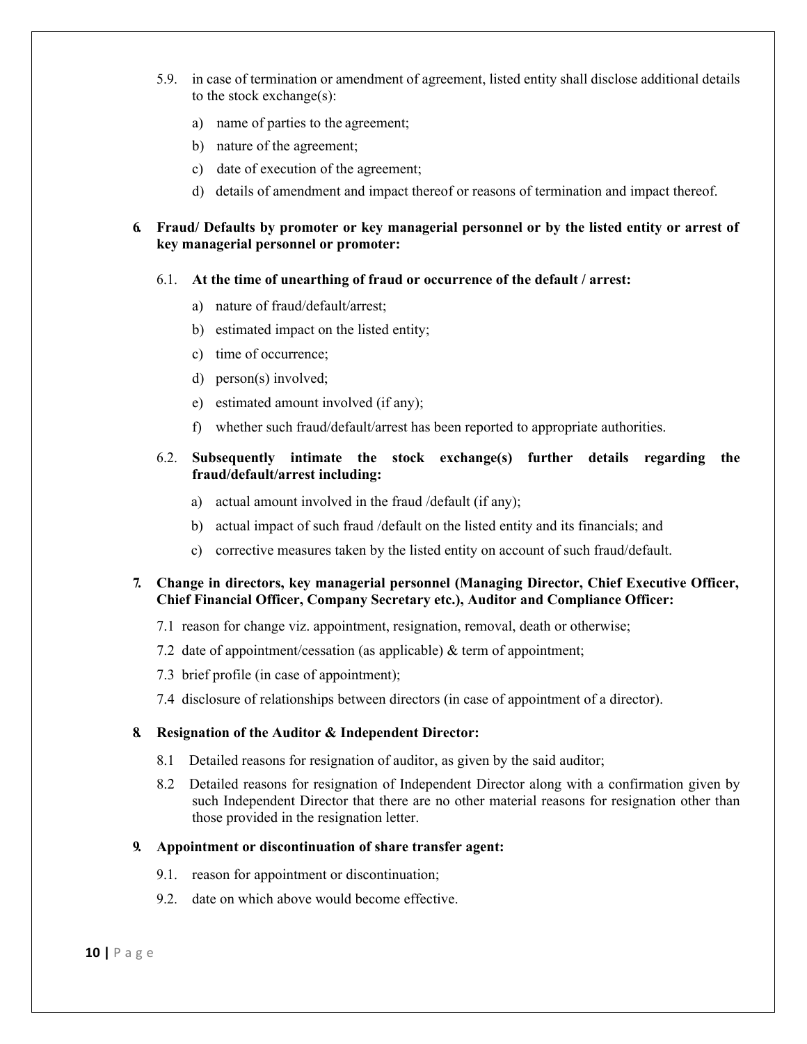5.9. in case of termination or amendment of agreement, listed entity shall disclose additional details to the stock exchange(s):

a) name of parties to the agreement;

b) nature of the agreement;

c) date of execution of the agreement;

d) details of amendment and impact thereof or reasons of termination and impact thereof.

**6. Fraud/ Defaults by promoter or key managerial personnel or by the listed entity or arrest of key managerial personnel or promoter:**

6.1. **At the time of unearthing of fraud or occurrence of the default / arrest:**

a) nature of fraud/default/arrest;

b) estimated impact on the listed entity;

c) time of occurrence;

d) person(s) involved;

e) estimated amount involved (if any);

f) whether such fraud/default/arrest has been reported to appropriate authorities.

6.2. **Subsequently intimate the stock exchange(s) further details regarding the fraud/default/arrest including:**

a) actual amount involved in the fraud /default (if any);

b) actual impact of such fraud /default on the listed entity and its financials; and

c) corrective measures taken by the listed entity on account of such fraud/default.

**7. Change in directors, key managerial personnel (Managing Director, Chief Executive Officer, Chief Financial Officer, Company Secretary etc.), Auditor and Compliance Officer:**

7.1 reason for change viz. appointment, resignation, removal, death or otherwise;

7.2 date of appointment/cessation (as applicable) & term of appointment;

7.3 brief profile (in case of appointment);

7.4 disclosure of relationships between directors (in case of appointment of a director).

**8. Resignation of the Auditor & Independent Director:**

8.1 Detailed reasons for resignation of auditor, as given by the said auditor;

8.2 Detailed reasons for resignation of Independent Director along with a confirmation given by such Independent Director that there are no other material reasons for resignation other than those provided in the resignation letter.

**9. Appointment or discontinuation of share transfer agent:**

9.1. reason for appointment or discontinuation;

9.2. date on which above would become effective.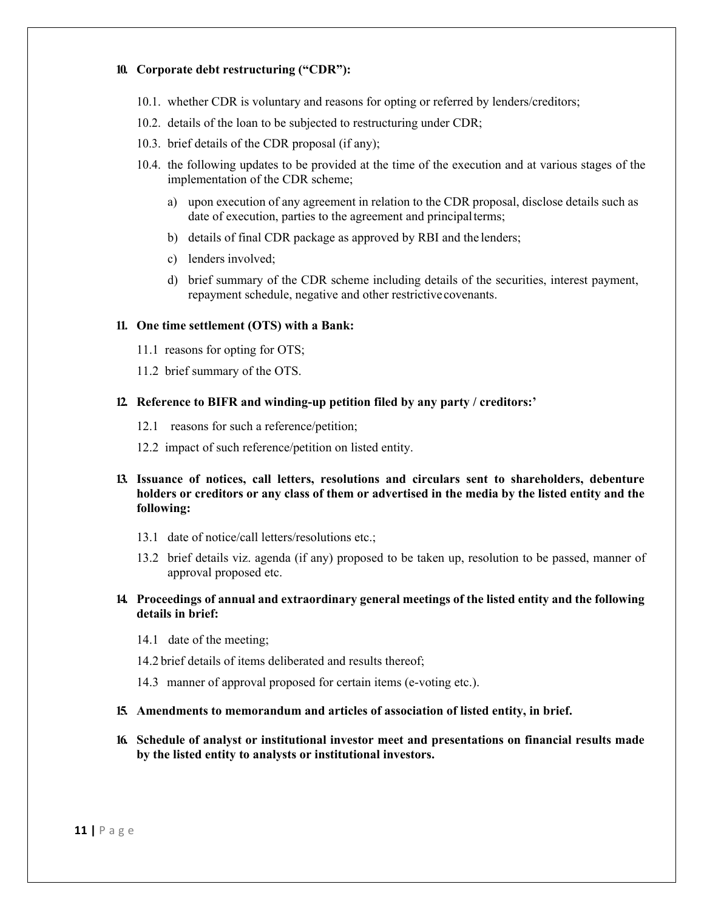**10. Corporate debt restructuring ("CDR"):**

10.1. whether CDR is voluntary and reasons for opting or referred by lenders/creditors;

10.2. details of the loan to be subjected to restructuring under CDR;

10.3. brief details of the CDR proposal (if any);

10.4. the following updates to be provided at the time of the execution and at various stages of the implementation of the CDR scheme;

a) upon execution of any agreement in relation to the CDR proposal, disclose details such as date of execution, parties to the agreement and principal terms;

b) details of final CDR package as approved by RBI and the lenders;

c) lenders involved;

d) brief summary of the CDR scheme including details of the securities, interest payment, repayment schedule, negative and other restrictive covenants.

**11. One time settlement (OTS) with a Bank:**

11.1 reasons for opting for OTS;

11.2 brief summary of the OTS.

**12. Reference to BIFR and winding-up petition filed by any party / creditors:'**

12.1 reasons for such a reference/petition;

12.2 impact of such reference/petition on listed entity.

**13. Issuance of notices, call letters, resolutions and circulars sent to shareholders, debenture holders or creditors or any class of them or advertised in the media by the listed entity and the following:**

13.1 date of notice/call letters/resolutions etc.;

13.2 brief details viz. agenda (if any) proposed to be taken up, resolution to be passed, manner of approval proposed etc.

**14. Proceedings of annual and extraordinary general meetings of the listed entity and the following details in brief:**

14.1 date of the meeting;

14.2 brief details of items deliberated and results thereof;

14.3 manner of approval proposed for certain items (e-voting etc.).

**15. Amendments to memorandum and articles of association of listed entity, in brief.**

**16. Schedule of analyst or institutional investor meet and presentations on financial results made by the listed entity to analysts or institutional investors.**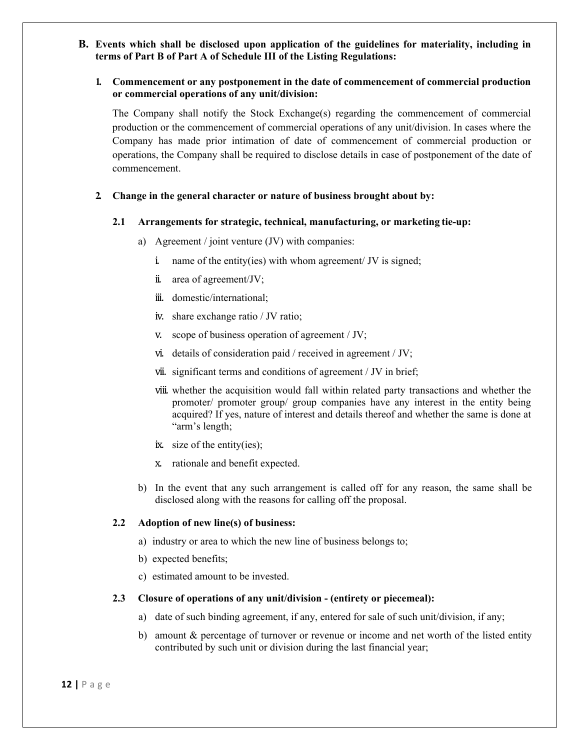**B. Events which shall be disclosed upon application of the guidelines for materiality, including in terms of Part B of Part A of Schedule III of the Listing Regulations:**

**1. Commencement or any postponement in the date of commencement of commercial production or commercial operations of any unit/division:**

The Company shall notify the Stock Exchange(s) regarding the commencement of commercial production or the commencement of commercial operations of any unit/division. In cases where the Company has made prior intimation of date of commencement of commercial production or operations, the Company shall be required to disclose details in case of postponement of the date of commencement.

**2. Change in the general character or nature of business brought about by:**

**2.1 Arrangements for strategic, technical, manufacturing, or marketing tie-up:**

a) Agreement / joint venture (JV) with companies:

i. name of the entity(ies) with whom agreement/ JV is signed;

ii. area of agreement/JV;

iii. domestic/international;

iv. share exchange ratio / JV ratio;

v. scope of business operation of agreement / JV;

vi. details of consideration paid / received in agreement / JV;

vii. significant terms and conditions of agreement / JV in brief;

viii. whether the acquisition would fall within related party transactions and whether the promoter/ promoter group/ group companies have any interest in the entity being acquired? If yes, nature of interest and details thereof and whether the same is done at "arm's length;

ix. size of the entity(ies);

x. rationale and benefit expected.

b) In the event that any such arrangement is called off for any reason, the same shall be disclosed along with the reasons for calling off the proposal.

**2.2 Adoption of new line(s) of business:**

a) industry or area to which the new line of business belongs to;

b) expected benefits;

c) estimated amount to be invested.

**2.3 Closure of operations of any unit/division - (entirety or piecemeal):**

a) date of such binding agreement, if any, entered for sale of such unit/division, if any;

b) amount & percentage of turnover or revenue or income and net worth of the listed entity contributed by such unit or division during the last financial year;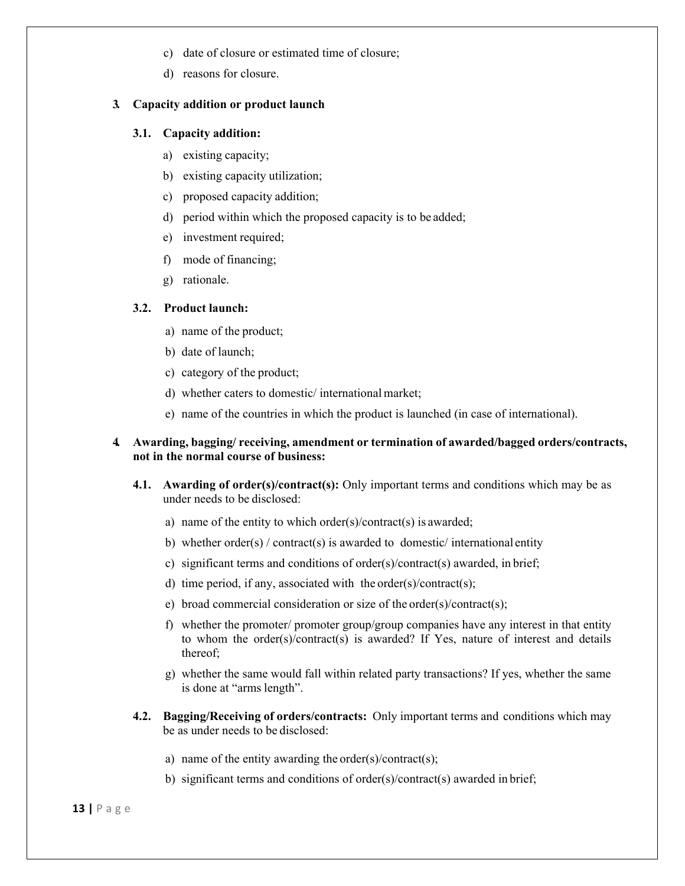c) date of closure or estimated time of closure;

d) reasons for closure.

**3. Capacity addition or product launch**

**3.1. Capacity addition:**

a) existing capacity;

b) existing capacity utilization;

c) proposed capacity addition;

d) period within which the proposed capacity is to be added;

e) investment required;

f) mode of financing;

g) rationale.

**3.2. Product launch:**

a) name of the product;

b) date of launch;

c) category of the product;

d) whether caters to domestic/ international market;

e) name of the countries in which the product is launched (in case of international).

**4. Awarding, bagging/ receiving, amendment or termination of awarded/bagged orders/contracts, not in the normal course of business:**

**4.1. Awarding of order(s)/contract(s):** Only important terms and conditions which may be as under needs to be disclosed:

a) name of the entity to which order(s)/contract(s) is awarded;

b) whether order(s) / contract(s) is awarded to domestic/ international entity

c) significant terms and conditions of order(s)/contract(s) awarded, in brief;

d) time period, if any, associated with the order(s)/contract(s);

e) broad commercial consideration or size of the order(s)/contract(s);

f) whether the promoter/ promoter group/group companies have any interest in that entity to whom the order(s)/contract(s) is awarded? If Yes, nature of interest and details thereof;

g) whether the same would fall within related party transactions? If yes, whether the same is done at "arms length".

**4.2. Bagging/Receiving of orders/contracts:** Only important terms and conditions which may be as under needs to be disclosed:

a) name of the entity awarding the order(s)/contract(s);

b) significant terms and conditions of order(s)/contract(s) awarded in brief;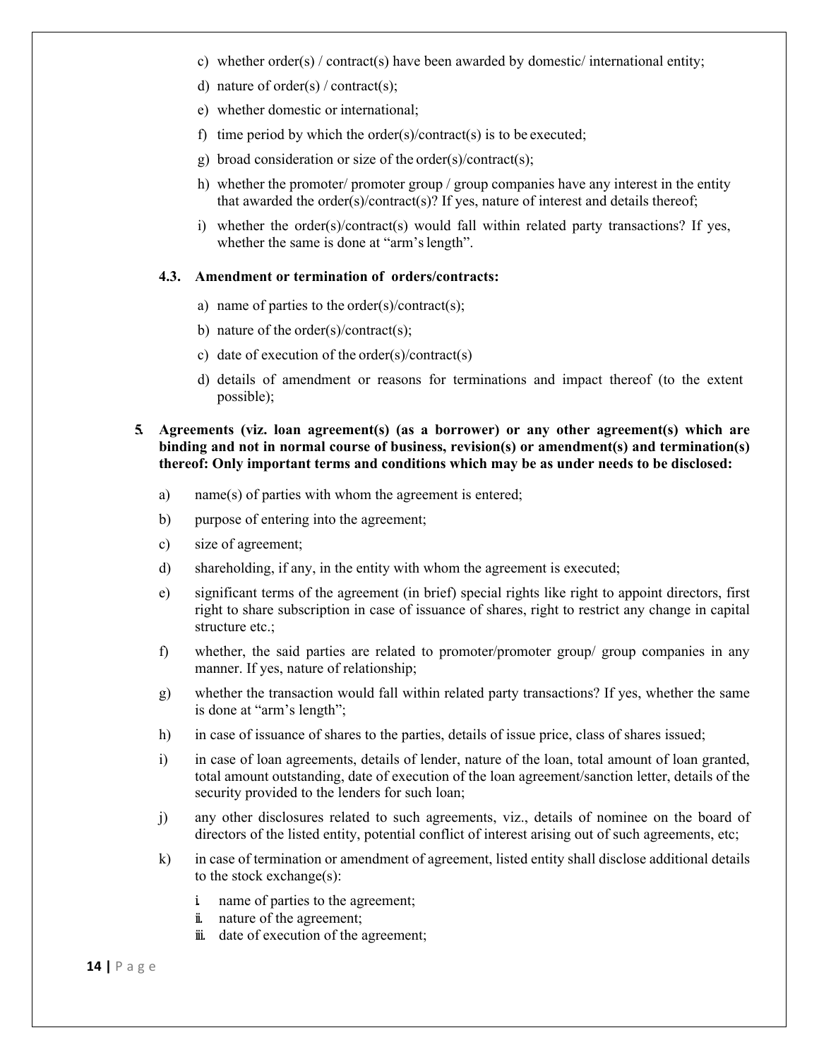c) whether order(s) / contract(s) have been awarded by domestic/ international entity;

d) nature of order(s) / contract(s);

e) whether domestic or international;

f) time period by which the order(s)/contract(s) is to be executed;

g) broad consideration or size of the order(s)/contract(s);

h) whether the promoter/ promoter group / group companies have any interest in the entity that awarded the order(s)/contract(s)? If yes, nature of interest and details thereof;

i) whether the order(s)/contract(s) would fall within related party transactions? If yes, whether the same is done at "arm's length".

**4.3. Amendment or termination of orders/contracts:**

a) name of parties to the order(s)/contract(s);

b) nature of the order(s)/contract(s);

c) date of execution of the order(s)/contract(s)

d) details of amendment or reasons for terminations and impact thereof (to the extent possible);

**5. Agreements (viz. loan agreement(s) (as a borrower) or any other agreement(s) which are binding and not in normal course of business, revision(s) or amendment(s) and termination(s) thereof: Only important terms and conditions which may be as under needs to be disclosed:**

a) name(s) of parties with whom the agreement is entered;

b) purpose of entering into the agreement;

c) size of agreement;

d) shareholding, if any, in the entity with whom the agreement is executed;

e) significant terms of the agreement (in brief) special rights like right to appoint directors, first right to share subscription in case of issuance of shares, right to restrict any change in capital structure etc.;

f) whether, the said parties are related to promoter/promoter group/ group companies in any manner. If yes, nature of relationship;

g) whether the transaction would fall within related party transactions? If yes, whether the same is done at "arm's length";

h) in case of issuance of shares to the parties, details of issue price, class of shares issued;

i) in case of loan agreements, details of lender, nature of the loan, total amount of loan granted, total amount outstanding, date of execution of the loan agreement/sanction letter, details of the security provided to the lenders for such loan;

j) any other disclosures related to such agreements, viz., details of nominee on the board of directors of the listed entity, potential conflict of interest arising out of such agreements, etc;

k) in case of termination or amendment of agreement, listed entity shall disclose additional details to the stock exchange(s):

   i. name of parties to the agreement;
   ii. nature of the agreement;
   iii. date of execution of the agreement;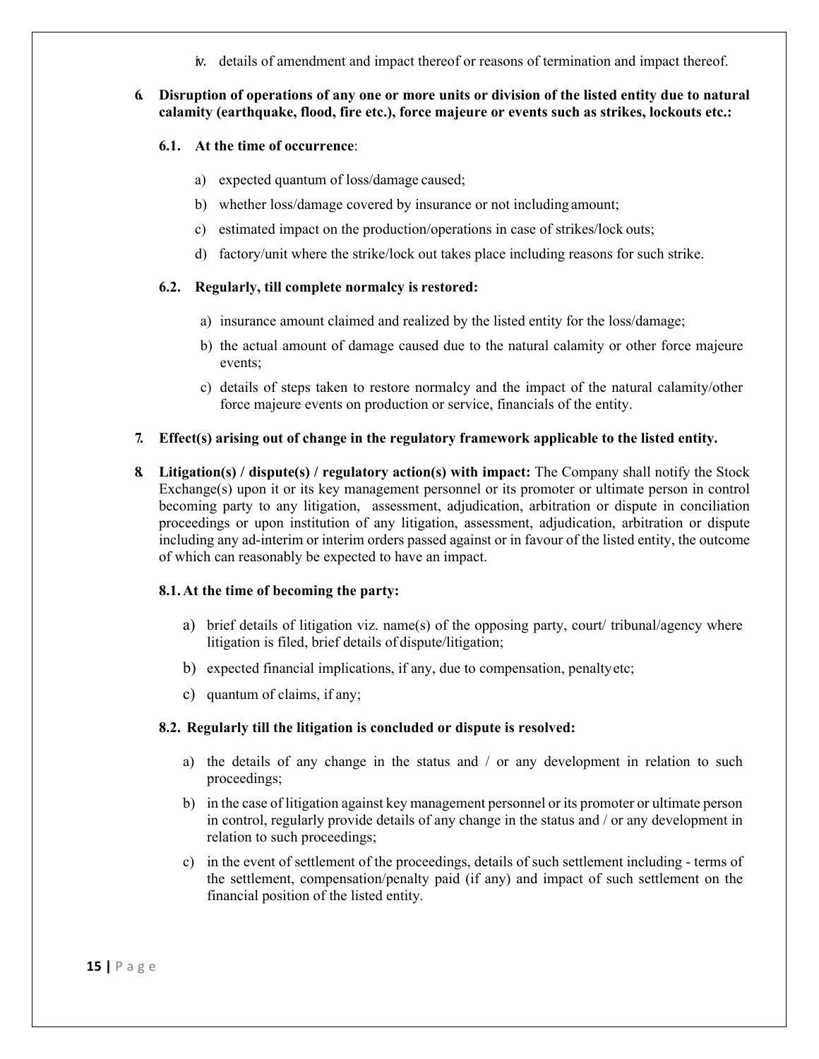iv. details of amendment and impact thereof or reasons of termination and impact thereof.

**6. Disruption of operations of any one or more units or division of the listed entity due to natural calamity (earthquake, flood, fire etc.), force majeure or events such as strikes, lockouts etc.:**

**6.1. At the time of occurrence**:

a) expected quantum of loss/damage caused;

b) whether loss/damage covered by insurance or not including amount;

c) estimated impact on the production/operations in case of strikes/lock outs;

d) factory/unit where the strike/lock out takes place including reasons for such strike.

**6.2. Regularly, till complete normalcy is restored:**

a) insurance amount claimed and realized by the listed entity for the loss/damage;

b) the actual amount of damage caused due to the natural calamity or other force majeure events;

c) details of steps taken to restore normalcy and the impact of the natural calamity/other force majeure events on production or service, financials of the entity.

**7. Effect(s) arising out of change in the regulatory framework applicable to the listed entity.**

**8. Litigation(s) / dispute(s) / regulatory action(s) with impact:** The Company shall notify the Stock Exchange(s) upon it or its key management personnel or its promoter or ultimate person in control becoming party to any litigation, assessment, adjudication, arbitration or dispute in conciliation proceedings or upon institution of any litigation, assessment, adjudication, arbitration or dispute including any ad-interim or interim orders passed against or in favour of the listed entity, the outcome of which can reasonably be expected to have an impact.

**8.1. At the time of becoming the party:**

a) brief details of litigation viz. name(s) of the opposing party, court/ tribunal/agency where litigation is filed, brief details of dispute/litigation;

b) expected financial implications, if any, due to compensation, penalty etc;

c) quantum of claims, if any;

**8.2. Regularly till the litigation is concluded or dispute is resolved:**

a) the details of any change in the status and / or any development in relation to such proceedings;

b) in the case of litigation against key management personnel or its promoter or ultimate person in control, regularly provide details of any change in the status and / or any development in relation to such proceedings;

c) in the event of settlement of the proceedings, details of such settlement including - terms of the settlement, compensation/penalty paid (if any) and impact of such settlement on the financial position of the listed entity.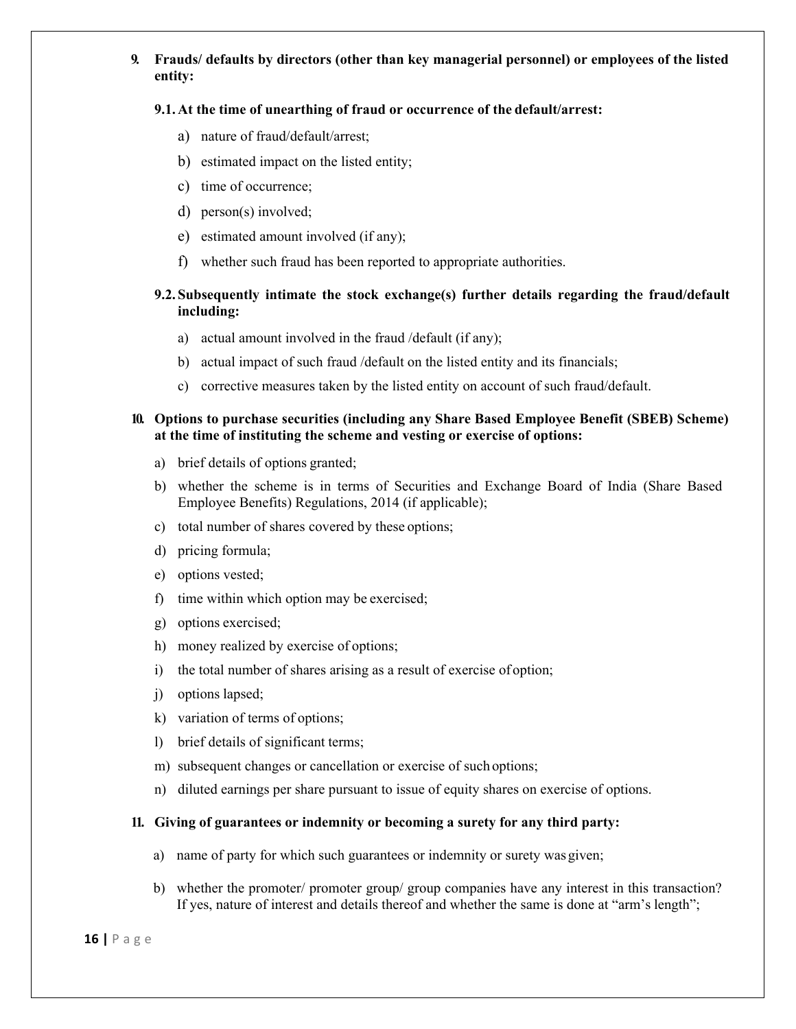**9. Frauds/ defaults by directors (other than key managerial personnel) or employees of the listed entity:**

**9.1. At the time of unearthing of fraud or occurrence of the default/arrest:**

a) nature of fraud/default/arrest;

b) estimated impact on the listed entity;

c) time of occurrence;

d) person(s) involved;

e) estimated amount involved (if any);

f) whether such fraud has been reported to appropriate authorities.

**9.2. Subsequently intimate the stock exchange(s) further details regarding the fraud/default including:**

a) actual amount involved in the fraud /default (if any);

b) actual impact of such fraud /default on the listed entity and its financials;

c) corrective measures taken by the listed entity on account of such fraud/default.

**10. Options to purchase securities (including any Share Based Employee Benefit (SBEB) Scheme) at the time of instituting the scheme and vesting or exercise of options:**

a) brief details of options granted;

b) whether the scheme is in terms of Securities and Exchange Board of India (Share Based Employee Benefits) Regulations, 2014 (if applicable);

c) total number of shares covered by these options;

d) pricing formula;

e) options vested;

f) time within which option may be exercised;

g) options exercised;

h) money realized by exercise of options;

i) the total number of shares arising as a result of exercise of option;

j) options lapsed;

k) variation of terms of options;

l) brief details of significant terms;

m) subsequent changes or cancellation or exercise of such options;

n) diluted earnings per share pursuant to issue of equity shares on exercise of options.

**11. Giving of guarantees or indemnity or becoming a surety for any third party:**

a) name of party for which such guarantees or indemnity or surety was given;

b) whether the promoter/ promoter group/ group companies have any interest in this transaction? If yes, nature of interest and details thereof and whether the same is done at "arm's length";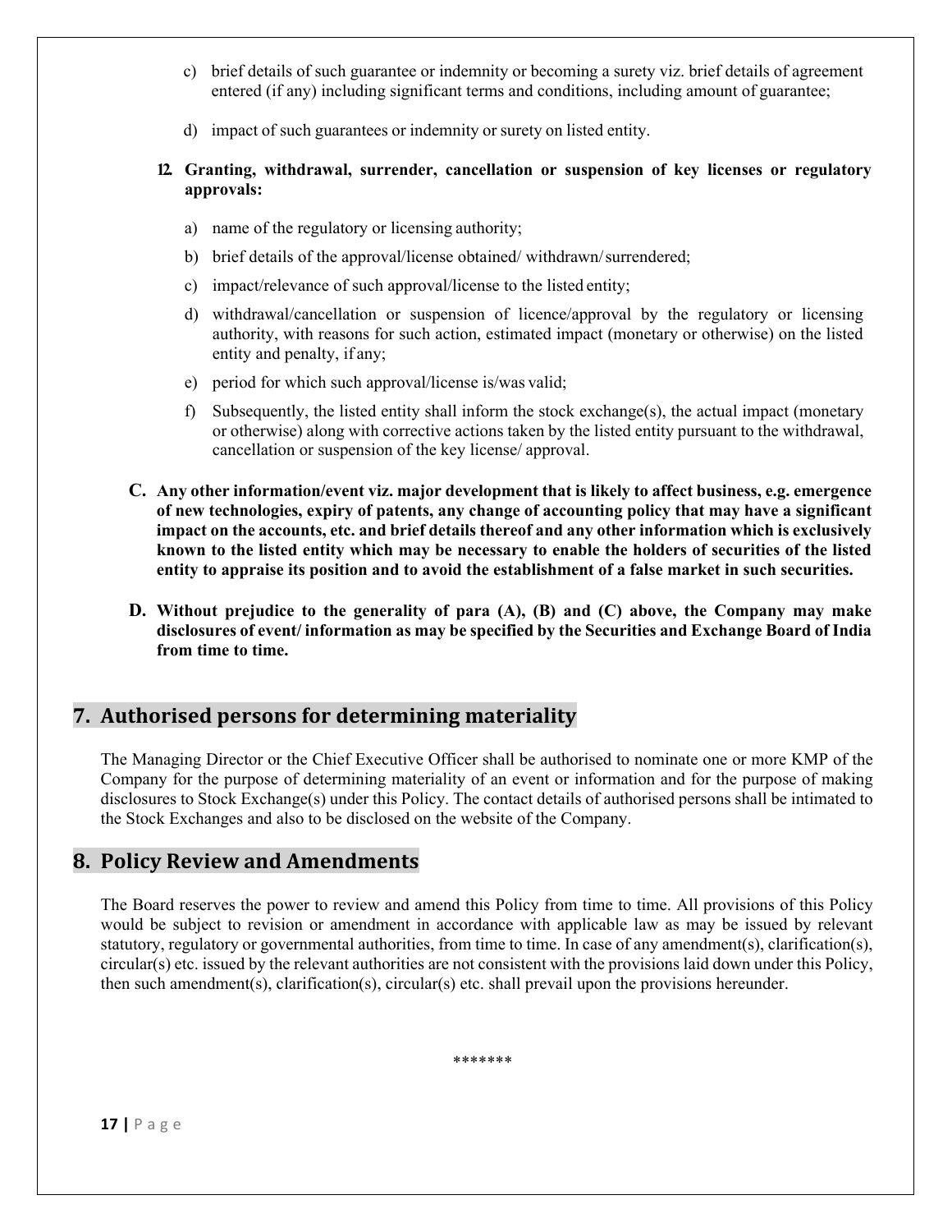c) brief details of such guarantee or indemnity or becoming a surety viz. brief details of agreement entered (if any) including significant terms and conditions, including amount of guarantee;

d) impact of such guarantees or indemnity or surety on listed entity.

**12. Granting, withdrawal, surrender, cancellation or suspension of key licenses or regulatory approvals:**

a) name of the regulatory or licensing authority;

b) brief details of the approval/license obtained/ withdrawn/ surrendered;

c) impact/relevance of such approval/license to the listed entity;

d) withdrawal/cancellation or suspension of licence/approval by the regulatory or licensing authority, with reasons for such action, estimated impact (monetary or otherwise) on the listed entity and penalty, if any;

e) period for which such approval/license is/was valid;

f) Subsequently, the listed entity shall inform the stock exchange(s), the actual impact (monetary or otherwise) along with corrective actions taken by the listed entity pursuant to the withdrawal, cancellation or suspension of the key license/ approval.

**C. Any other information/event viz. major development that is likely to affect business, e.g. emergence of new technologies, expiry of patents, any change of accounting policy that may have a significant impact on the accounts, etc. and brief details thereof and any other information which is exclusively known to the listed entity which may be necessary to enable the holders of securities of the listed entity to appraise its position and to avoid the establishment of a false market in such securities.**

**D. Without prejudice to the generality of para (A), (B) and (C) above, the Company may make disclosures of event/ information as may be specified by the Securities and Exchange Board of India from time to time.**

## 7. Authorised persons for determining materiality

The Managing Director or the Chief Executive Officer shall be authorised to nominate one or more KMP of the Company for the purpose of determining materiality of an event or information and for the purpose of making disclosures to Stock Exchange(s) under this Policy. The contact details of authorised persons shall be intimated to the Stock Exchanges and also to be disclosed on the website of the Company.

## 8. Policy Review and Amendments

The Board reserves the power to review and amend this Policy from time to time. All provisions of this Policy would be subject to revision or amendment in accordance with applicable law as may be issued by relevant statutory, regulatory or governmental authorities, from time to time. In case of any amendment(s), clarification(s), circular(s) etc. issued by the relevant authorities are not consistent with the provisions laid down under this Policy, then such amendment(s), clarification(s), circular(s) etc. shall prevail upon the provisions hereunder.

*******